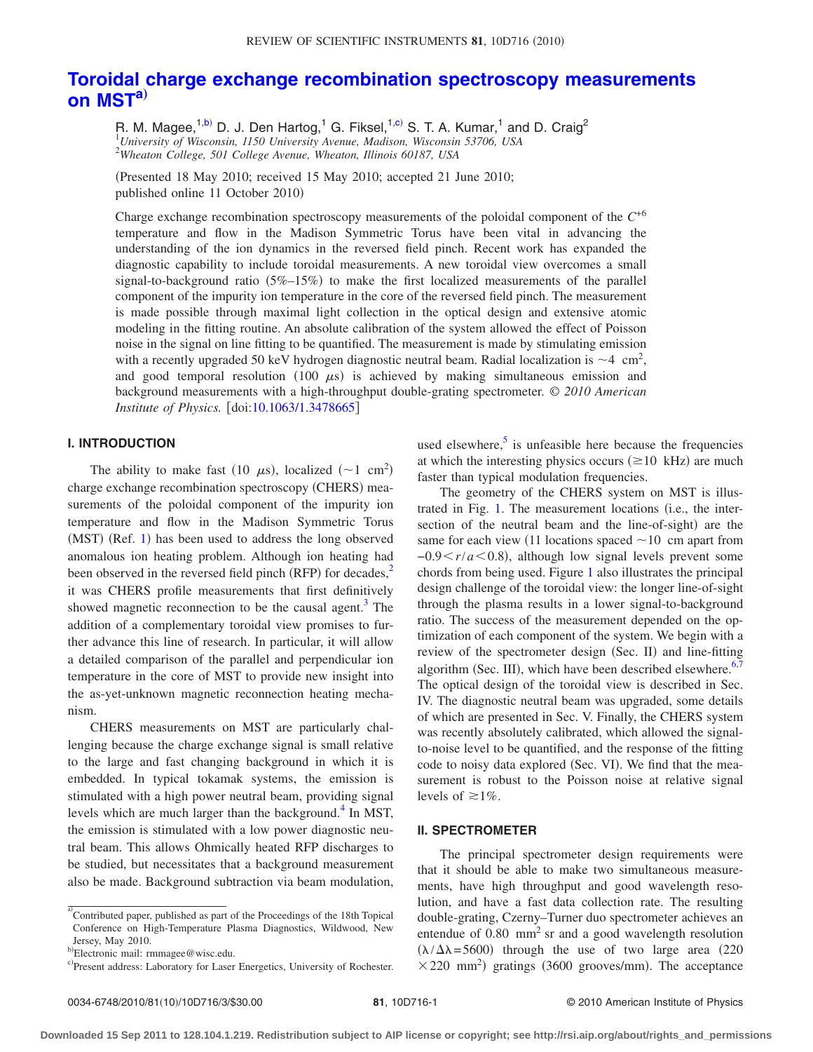# Toroidal charge exchange recombination spectroscopy measurements on MST[a)]

R. M. Magee,[1,b)] D. J. Den Hartog,[1] G. Fiksel,[1,c)] S. T. A. Kumar,[1] and D. Craig[2]

[1]*University of Wisconsin, 1150 University Avenue, Madison, Wisconsin 53706, USA*
[2]*Wheaton College, 501 College Avenue, Wheaton, Illinois 60187, USA*

(Presented 18 May 2010; received 15 May 2010; accepted 21 June 2010; published online 11 October 2010)

Charge exchange recombination spectroscopy measurements of the poloidal component of the $C^{+6}$ temperature and flow in the Madison Symmetric Torus have been vital in advancing the understanding of the ion dynamics in the reversed field pinch. Recent work has expanded the diagnostic capability to include toroidal measurements. A new toroidal view overcomes a small signal-to-background ratio (5%–15%) to make the first localized measurements of the parallel component of the impurity ion temperature in the core of the reversed field pinch. The measurement is made possible through maximal light collection in the optical design and extensive atomic modeling in the fitting routine. An absolute calibration of the system allowed the effect of Poisson noise in the signal on line fitting to be quantified. The measurement is made by stimulating emission with a recently upgraded 50 keV hydrogen diagnostic neutral beam. Radial localization is $\sim$4 cm$^2$, and good temporal resolution (100 $\mu$s) is achieved by making simultaneous emission and background measurements with a high-throughput double-grating spectrometer. *© 2010 American Institute of Physics.* [doi:10.1063/1.3478665]

## I. INTRODUCTION

The ability to make fast (10 $\mu$s), localized ($\sim$1 cm$^2$) charge exchange recombination spectroscopy (CHERS) measurements of the poloidal component of the impurity ion temperature and flow in the Madison Symmetric Torus (MST) (Ref. 1) has been used to address the long observed anomalous ion heating problem. Although ion heating had been observed in the reversed field pinch (RFP) for decades,[2] it was CHERS profile measurements that first definitively showed magnetic reconnection to be the causal agent.[3] The addition of a complementary toroidal view promises to further advance this line of research. In particular, it will allow a detailed comparison of the parallel and perpendicular ion temperature in the core of MST to provide new insight into the as-yet-unknown magnetic reconnection heating mechanism.

CHERS measurements on MST are particularly challenging because the charge exchange signal is small relative to the large and fast changing background in which it is embedded. In typical tokamak systems, the emission is stimulated with a high power neutral beam, providing signal levels which are much larger than the background.[4] In MST, the emission is stimulated with a low power diagnostic neutral beam. This allows Ohmically heated RFP discharges to be studied, but necessitates that a background measurement also be made. Background subtraction via beam modulation, used elsewhere,[5] is unfeasible here because the frequencies at which the interesting physics occurs ($\gtrsim$10 kHz) are much faster than typical modulation frequencies.

The geometry of the CHERS system on MST is illustrated in Fig. 1. The measurement locations (i.e., the intersection of the neutral beam and the line-of-sight) are the same for each view (11 locations spaced $\sim$10 cm apart from $-0.9<r/a<0.8$), although low signal levels prevent some chords from being used. Figure 1 also illustrates the principal design challenge of the toroidal view: the longer line-of-sight through the plasma results in a lower signal-to-background ratio. The success of the measurement depended on the optimization of each component of the system. We begin with a review of the spectrometer design (Sec. II) and line-fitting algorithm (Sec. III), which have been described elsewhere.[6,7] The optical design of the toroidal view is described in Sec. IV. The diagnostic neutral beam was upgraded, some details of which are presented in Sec. V. Finally, the CHERS system was recently absolutely calibrated, which allowed the signal-to-noise level to be quantified, and the response of the fitting code to noisy data explored (Sec. VI). We find that the measurement is robust to the Poisson noise at relative signal levels of $\gtrsim$1%.

## II. SPECTROMETER

The principal spectrometer design requirements were that it should be able to make two simultaneous measurements, have high throughput and good wavelength resolution, and have a fast data collection rate. The resulting double-grating, Czerny–Turner duo spectrometer achieves an entendue of 0.80 mm$^2$ sr and a good wavelength resolution ($\lambda/\Delta\lambda=5600$) through the use of two large area (220 $\times$ 220 mm$^2$) gratings (3600 grooves/mm). The acceptance

---

[a)]Contributed paper, published as part of the Proceedings of the 18th Topical Conference on High-Temperature Plasma Diagnostics, Wildwood, New Jersey, May 2010.

[b)]Electronic mail: rmmagee@wisc.edu.

[c)]Present address: Laboratory for Laser Energetics, University of Rochester.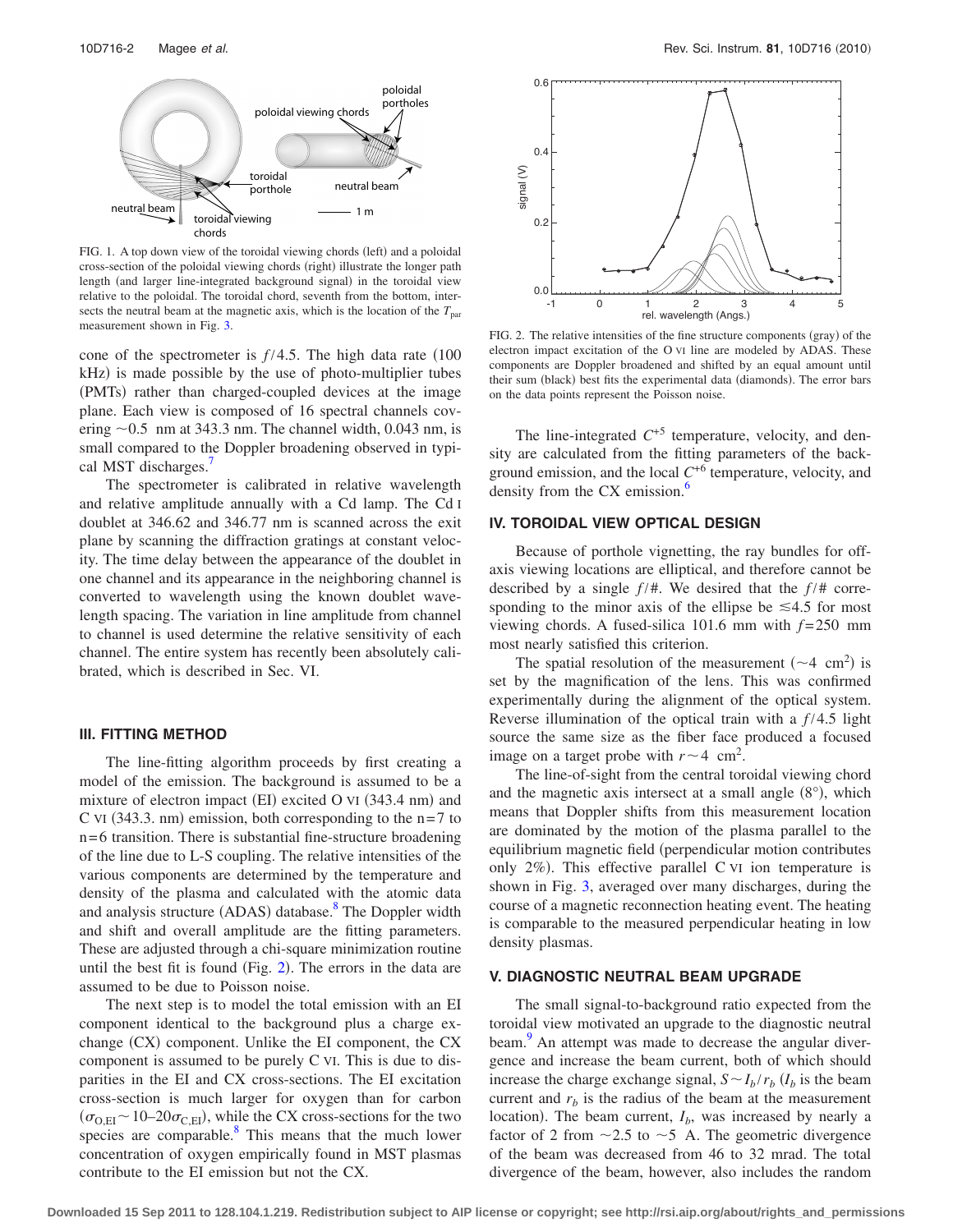FIG. 1. A top down view of the toroidal viewing chords (left) and a poloidal cross-section of the poloidal viewing chords (right) illustrate the longer path length (and larger line-integrated background signal) in the toroidal view relative to the poloidal. The toroidal chord, seventh from the bottom, intersects the neutral beam at the magnetic axis, which is the location of the $T_{par}$ measurement shown in Fig. 3.

cone of the spectrometer is $f/4.5$. The high data rate (100 kHz) is made possible by the use of photo-multiplier tubes (PMTs) rather than charged-coupled devices at the image plane. Each view is composed of 16 spectral channels covering $\sim 0.5$ nm at 343.3 nm. The channel width, 0.043 nm, is small compared to the Doppler broadening observed in typical MST discharges.[7]

The spectrometer is calibrated in relative wavelength and relative amplitude annually with a Cd lamp. The Cd I doublet at 346.62 and 346.77 nm is scanned across the exit plane by scanning the diffraction gratings at constant velocity. The time delay between the appearance of the doublet in one channel and its appearance in the neighboring channel is converted to wavelength using the known doublet wavelength spacing. The variation in line amplitude from channel to channel is used determine the relative sensitivity of each channel. The entire system has recently been absolutely calibrated, which is described in Sec. VI.

## III. FITTING METHOD

The line-fitting algorithm proceeds by first creating a model of the emission. The background is assumed to be a mixture of electron impact (EI) excited O VI (343.4 nm) and C VI (343.3. nm) emission, both corresponding to the n=7 to n=6 transition. There is substantial fine-structure broadening of the line due to L-S coupling. The relative intensities of the various components are determined by the temperature and density of the plasma and calculated with the atomic data and analysis structure (ADAS) database.[8] The Doppler width and shift and overall amplitude are the fitting parameters. These are adjusted through a chi-square minimization routine until the best fit is found (Fig. 2). The errors in the data are assumed to be due to Poisson noise.

The next step is to model the total emission with an EI component identical to the background plus a charge exchange (CX) component. Unlike the EI component, the CX component is assumed to be purely C VI. This is due to disparities in the EI and CX cross-sections. The EI excitation cross-section is much larger for oxygen than for carbon ($\sigma_{O,EI} \sim 10$–$20\sigma_{C,EI}$), while the CX cross-sections for the two species are comparable.[8] This means that the much lower concentration of oxygen empirically found in MST plasmas contribute to the EI emission but not the CX.

FIG. 2. The relative intensities of the fine structure components (gray) of the electron impact excitation of the O VI line are modeled by ADAS. These components are Doppler broadened and shifted by an equal amount until their sum (black) best fits the experimental data (diamonds). The error bars on the data points represent the Poisson noise.

The line-integrated $C^{+5}$ temperature, velocity, and density are calculated from the fitting parameters of the background emission, and the local $C^{+6}$ temperature, velocity, and density from the CX emission.[6]

## IV. TOROIDAL VIEW OPTICAL DESIGN

Because of porthole vignetting, the ray bundles for off-axis viewing locations are elliptical, and therefore cannot be described by a single $f/\#$. We desired that the $f/\#$ corresponding to the minor axis of the ellipse be $\leq 4.5$ for most viewing chords. A fused-silica 101.6 mm with $f=250$ mm most nearly satisfied this criterion.

The spatial resolution of the measurement ($\sim 4$ cm$^2$) is set by the magnification of the lens. This was confirmed experimentally during the alignment of the optical system. Reverse illumination of the optical train with a $f/4.5$ light source the same size as the fiber face produced a focused image on a target probe with $r \sim 4$ cm$^2$.

The line-of-sight from the central toroidal viewing chord and the magnetic axis intersect at a small angle (8°), which means that Doppler shifts from this measurement location are dominated by the motion of the plasma parallel to the equilibrium magnetic field (perpendicular motion contributes only 2%). This effective parallel C VI ion temperature is shown in Fig. 3, averaged over many discharges, during the course of a magnetic reconnection heating event. The heating is comparable to the measured perpendicular heating in low density plasmas.

## V. DIAGNOSTIC NEUTRAL BEAM UPGRADE

The small signal-to-background ratio expected from the toroidal view motivated an upgrade to the diagnostic neutral beam.[9] An attempt was made to decrease the angular divergence and increase the beam current, both of which should increase the charge exchange signal, $S \sim I_b/r_b$ ($I_b$ is the beam current and $r_b$ is the radius of the beam at the measurement location). The beam current, $I_b$, was increased by nearly a factor of 2 from $\sim 2.5$ to $\sim 5$ A. The geometric divergence of the beam was decreased from 46 to 32 mrad. The total divergence of the beam, however, also includes the random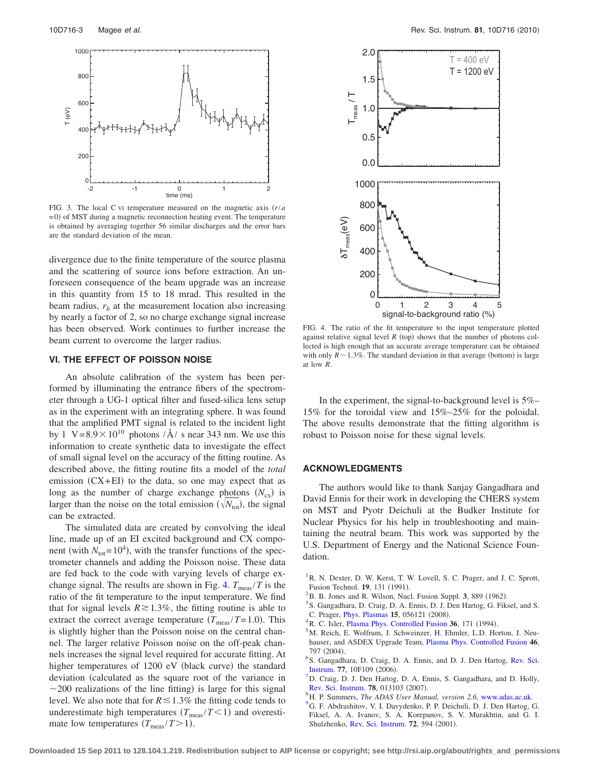1000
800
600
400
200
0
T (eV)
-2
-1
0
1
2
time (ms)

FIG. 3. The local C VI temperature measured on the magnetic axis $(r/a=0)$ of MST during a magnetic reconnection heating event. The temperature is obtained by averaging together 56 similar discharges and the error bars are the standard deviation of the mean.

divergence due to the finite temperature of the source plasma and the scattering of source ions before extraction. An unforeseen consequence of the beam upgrade was an increase in this quantity from 15 to 18 mrad. This resulted in the beam radius, $r_b$ at the measurement location also increasing by nearly a factor of 2, so no charge exchange signal increase has been observed. Work continues to further increase the beam current to overcome the larger radius.

## VI. THE EFFECT OF POISSON NOISE

An absolute calibration of the system has been performed by illuminating the entrance fibers of the spectrometer through a UG-1 optical filter and fused-silica lens setup as in the experiment with an integrating sphere. It was found that the amplified PMT signal is related to the incident light by 1 V$=8.9\times10^{10}$ photons /Å/ s near 343 nm. We use this information to create synthetic data to investigate the effect of small signal level on the accuracy of the fitting routine. As described above, the fitting routine fits a model of the *total* emission (CX+EI) to the data, so one may expect that as long as the number of charge exchange photons $(N_{cx})$ is larger than the noise on the total emission $(\sqrt{N_{tot}})$, the signal can be extracted.

The simulated data are created by convolving the ideal line, made up of an EI excited background and CX component (with $N_{tot}=10^4$), with the transfer functions of the spectrometer channels and adding the Poisson noise. These data are fed back to the code with varying levels of charge exchange signal. The results are shown in Fig. 4. $T_{meas}/T$ is the ratio of the fit temperature to the input temperature. We find that for signal levels $R\gtrsim1.3\%$, the fitting routine is able to extract the correct average temperature $(T_{meas}/T=1.0)$. This is slightly higher than the Poisson noise on the central channel. The larger relative Poisson noise on the off-peak channels increases the signal level required for accurate fitting. At higher temperatures of 1200 eV (black curve) the standard deviation (calculated as the square root of the variance in $\sim$200 realizations of the line fitting) is large for this signal level. We also note that for $R\lesssim1.3\%$ the fitting code tends to underestimate high temperatures $(T_{meas}/T<1)$ and overestimate low temperatures $(T_{meas}/T>1)$.

T = 400 eV
T = 1200 eV
2.0
1.5
1.0
0.5
0.0
$T_{meas}/T$
1000
800
600
400
200
0
$\delta T_{meas}$(eV)
0
1
2
3
4
5
signal-to-background ratio (%)

FIG. 4. The ratio of the fit temperature to the input temperature plotted against relative signal level $R$ (top) shows that the number of photons collected is high enough that an accurate average temperature can be obtained with only $R\sim1.3\%$. The standard deviation in that average (bottom) is large at low $R$.

In the experiment, the signal-to-background level is 5%–15% for the toroidal view and 15%–25% for the poloidal. The above results demonstrate that the fitting algorithm is robust to Poisson noise for these signal levels.

## ACKNOWLEDGMENTS

The authors would like to thank Sanjay Gangadhara and David Ennis for their work in developing the CHERS system on MST and Pyotr Deichuli at the Budker Institute for Nuclear Physics for his help in troubleshooting and maintaining the neutral beam. This work was supported by the U.S. Department of Energy and the National Science Foundation.

[1] R. N. Dexter, D. W. Kerst, T. W. Lovell, S. C. Prager, and J. C. Sprott, Fusion Technol. **19**, 131 (1991).

[2] B. B. Jones and R. Wilson, Nucl. Fusion Suppl. **3**, 889 (1962).

[3] S. Gangadhara, D. Craig, D. A. Ennis, D. J. Den Hartog, G. Fiksel, and S. C. Prager, Phys. Plasmas **15**, 056121 (2008).

[4] R. C. Isler, Plasma Phys. Controlled Fusion **36**, 171 (1994).

[5] M. Reich, E. Wolfrum, J. Schweinzer, H. Ehmler, L.D. Horton, J. Neuhauser, and ASDEX Upgrade Team, Plasma Phys. Controlled Fusion **46**, 797 (2004).

[6] S. Gangadhara, D. Craig, D. A. Ennis, and D. J. Den Hartog, Rev. Sci. Instrum. **77**, 10F109 (2006).

[7] D. Craig, D. J. Den Hartog, D. A. Ennis, S. Gangadhara, and D. Holly, Rev. Sci. Instrum. **78**, 013103 (2007).

[8] H. P. Summers, *The ADAS User Manual, version 2.6*, www.adas.ac.uk.

[9] G. F. Abdrashitov, V. I. Davydenko, P. P. Deichuli, D. J. Den Hartog, G. Fiksel, A. A. Ivanov, S. A. Korepanov, S. V. Murakhtin, and G. I. Shulzhenko, Rev. Sci. Instrum. **72**, 594 (2001).